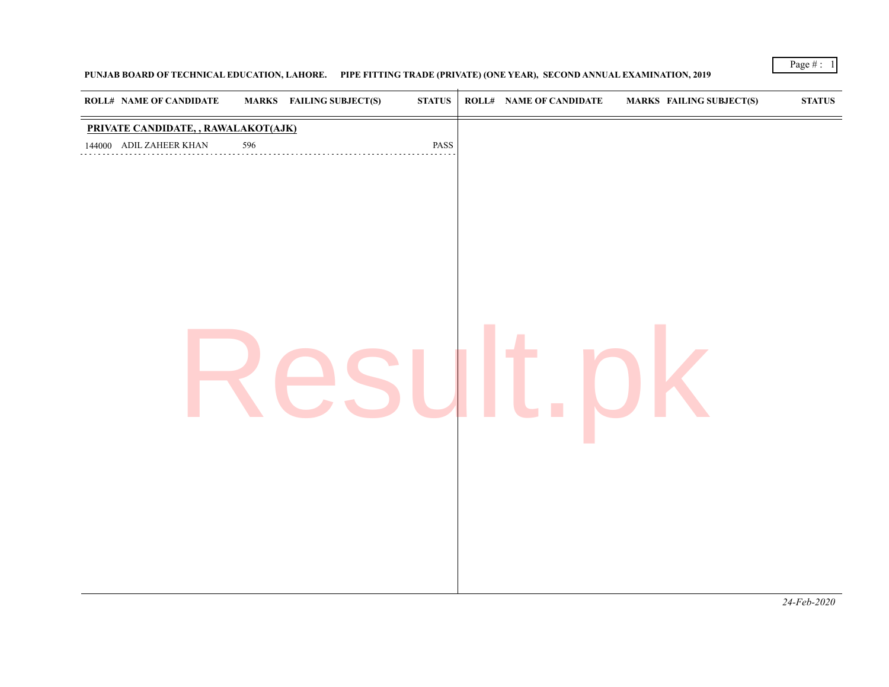**PUNJAB BOARD OF TECHNICAL EDUCATION, LAHORE. PIPE FITTING TRADE (PRIVATE) (ONE YEAR), SECOND ANNUAL EXAMINATION, 2019**

| ROLL# | NAME OF CANDIDATE | MARKS | FAILING SUBJECT(S) | STATUS |
|---|---|---|---|---|
| **PRIVATE CANDIDATE, , RAWALAKOT(AJK)** | | | | |
| 144000 | ADIL ZAHEER KHAN | 596 | | PASS |

*24-Feb-2020*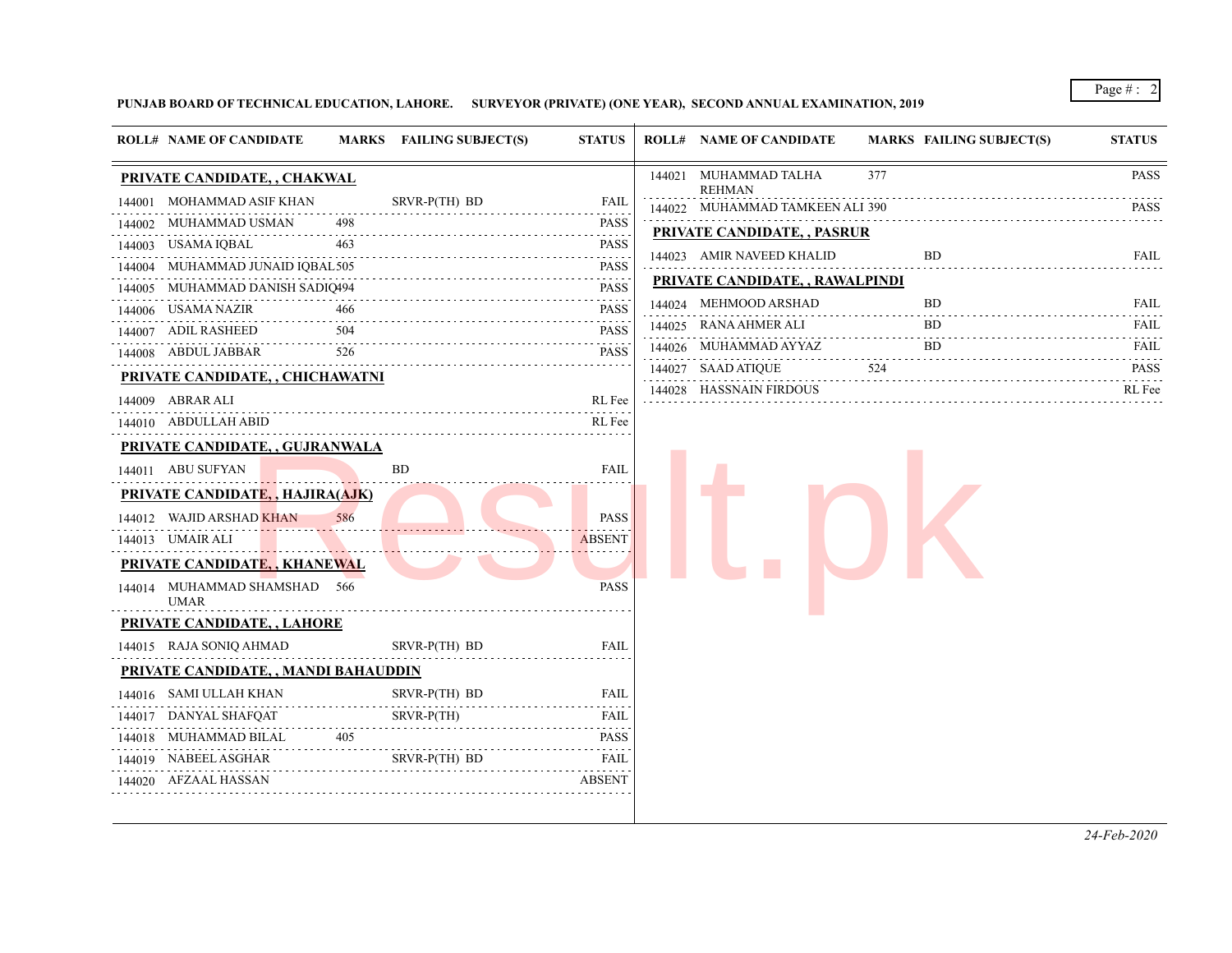**PUNJAB BOARD OF TECHNICAL EDUCATION, LAHORE. SURVEYOR (PRIVATE) (ONE YEAR), SECOND ANNUAL EXAMINATION, 2019**

| ROLL# | NAME OF CANDIDATE | MARKS | FAILING SUBJECT(S) | STATUS |
|---|---|---|---|---|
| **PRIVATE CANDIDATE, , CHAKWAL** | | | | |
| 144001 | MOHAMMAD ASIF KHAN | | SRVR-P(TH) BD | FAIL |
| 144002 | MUHAMMAD USMAN | 498 | | PASS |
| 144003 | USAMA IQBAL | 463 | | PASS |
| 144004 | MUHAMMAD JUNAID IQBAL | 505 | | PASS |
| 144005 | MUHAMMAD DANISH SADIQ | 494 | | PASS |
| 144006 | USAMA NAZIR | 466 | | PASS |
| 144007 | ADIL RASHEED | 504 | | PASS |
| 144008 | ABDUL JABBAR | 526 | | PASS |
| **PRIVATE CANDIDATE, , CHICHAWATNI** | | | | |
| 144009 | ABRAR ALI | | | RL Fee |
| 144010 | ABDULLAH ABID | | | RL Fee |
| **PRIVATE CANDIDATE, , GUJRANWALA** | | | | |
| 144011 | ABU SUFYAN | | BD | FAIL |
| **PRIVATE CANDIDATE, , HAJIRA(AJK)** | | | | |
| 144012 | WAJID ARSHAD KHAN | 586 | | PASS |
| 144013 | UMAIR ALI | | | ABSENT |
| **PRIVATE CANDIDATE, , KHANEWAL** | | | | |
| 144014 | MUHAMMAD SHAMSHAD UMAR | 566 | | PASS |
| **PRIVATE CANDIDATE, , LAHORE** | | | | |
| 144015 | RAJA SONIQ AHMAD | | SRVR-P(TH) BD | FAIL |
| **PRIVATE CANDIDATE, , MANDI BAHAUDDIN** | | | | |
| 144016 | SAMI ULLAH KHAN | | SRVR-P(TH) BD | FAIL |
| 144017 | DANYAL SHAFQAT | | SRVR-P(TH) | FAIL |
| 144018 | MUHAMMAD BILAL | 405 | | PASS |
| 144019 | NABEEL ASGHAR | | SRVR-P(TH) BD | FAIL |
| 144020 | AFZAAL HASSAN | | | ABSENT |
| 144021 | MUHAMMAD TALHA REHMAN | 377 | | PASS |
| 144022 | MUHAMMAD TAMKEEN ALI | 390 | | PASS |
| **PRIVATE CANDIDATE, , PASRUR** | | | | |
| 144023 | AMIR NAVEED KHALID | | BD | FAIL |
| **PRIVATE CANDIDATE, , RAWALPINDI** | | | | |
| 144024 | MEHMOOD ARSHAD | | BD | FAIL |
| 144025 | RANA AHMER ALI | | BD | FAIL |
| 144026 | MUHAMMAD AYYAZ | | BD | FAIL |
| 144027 | SAAD ATIQUE | 524 | | PASS |
| 144028 | HASSNAIN FIRDOUS | | | RL Fee |

*24-Feb-2020*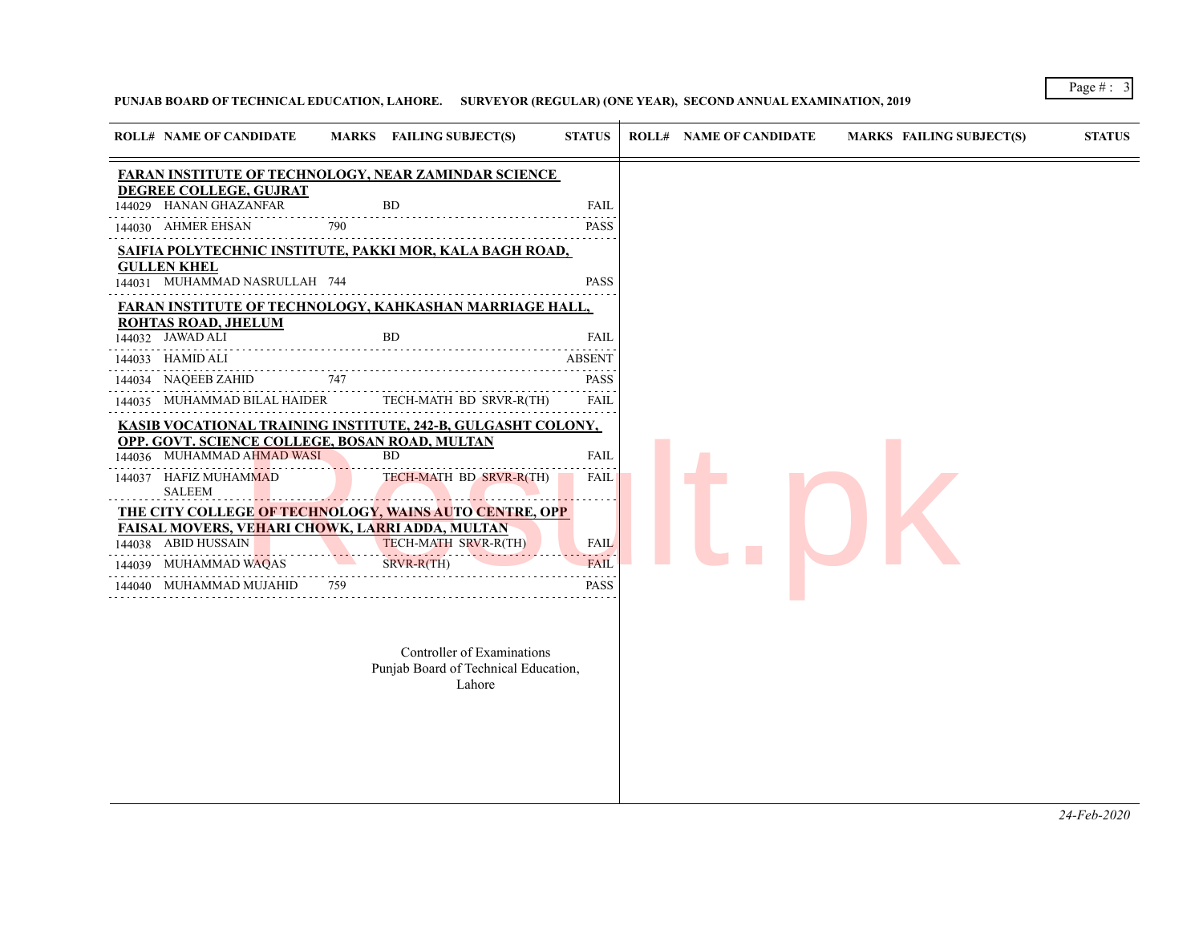**PUNJAB BOARD OF TECHNICAL EDUCATION, LAHORE. SURVEYOR (REGULAR) (ONE YEAR), SECOND ANNUAL EXAMINATION, 2019**

| ROLL# | NAME OF CANDIDATE | MARKS | FAILING SUBJECT(S) | STATUS |
|---|---|---|---|---|
| **FARAN INSTITUTE OF TECHNOLOGY, NEAR ZAMINDAR SCIENCE DEGREE COLLEGE, GUJRAT** | | | | |
| 144029 | HANAN GHAZANFAR | | BD | FAIL |
| 144030 | AHMER EHSAN | 790 | | PASS |
| **SAIFIA POLYTECHNIC INSTITUTE, PAKKI MOR, KALA BAGH ROAD, GULLEN KHEL** | | | | |
| 144031 | MUHAMMAD NASRULLAH | 744 | | PASS |
| **FARAN INSTITUTE OF TECHNOLOGY, KAHKASHAN MARRIAGE HALL, ROHTAS ROAD, JHELUM** | | | | |
| 144032 | JAWAD ALI | | BD | FAIL |
| 144033 | HAMID ALI | | | ABSENT |
| 144034 | NAQEEB ZAHID | 747 | | PASS |
| 144035 | MUHAMMAD BILAL HAIDER | | TECH-MATH BD SRVR-R(TH) | FAIL |
| **KASIB VOCATIONAL TRAINING INSTITUTE, 242-B, GULGASHT COLONY, OPP. GOVT. SCIENCE COLLEGE, BOSAN ROAD, MULTAN** | | | | |
| 144036 | MUHAMMAD AHMAD WASI | | BD | FAIL |
| 144037 | HAFIZ MUHAMMAD SALEEM | | TECH-MATH BD SRVR-R(TH) | FAIL |
| **THE CITY COLLEGE OF TECHNOLOGY, WAINS AUTO CENTRE, OPP FAISAL MOVERS, VEHARI CHOWK, LARRI ADDA, MULTAN** | | | | |
| 144038 | ABID HUSSAIN | | TECH-MATH SRVR-R(TH) | FAIL |
| 144039 | MUHAMMAD WAQAS | | SRVR-R(TH) | FAIL |
| 144040 | MUHAMMAD MUJAHID | 759 | | PASS |

Controller of Examinations
Punjab Board of Technical Education,
Lahore

*24-Feb-2020*